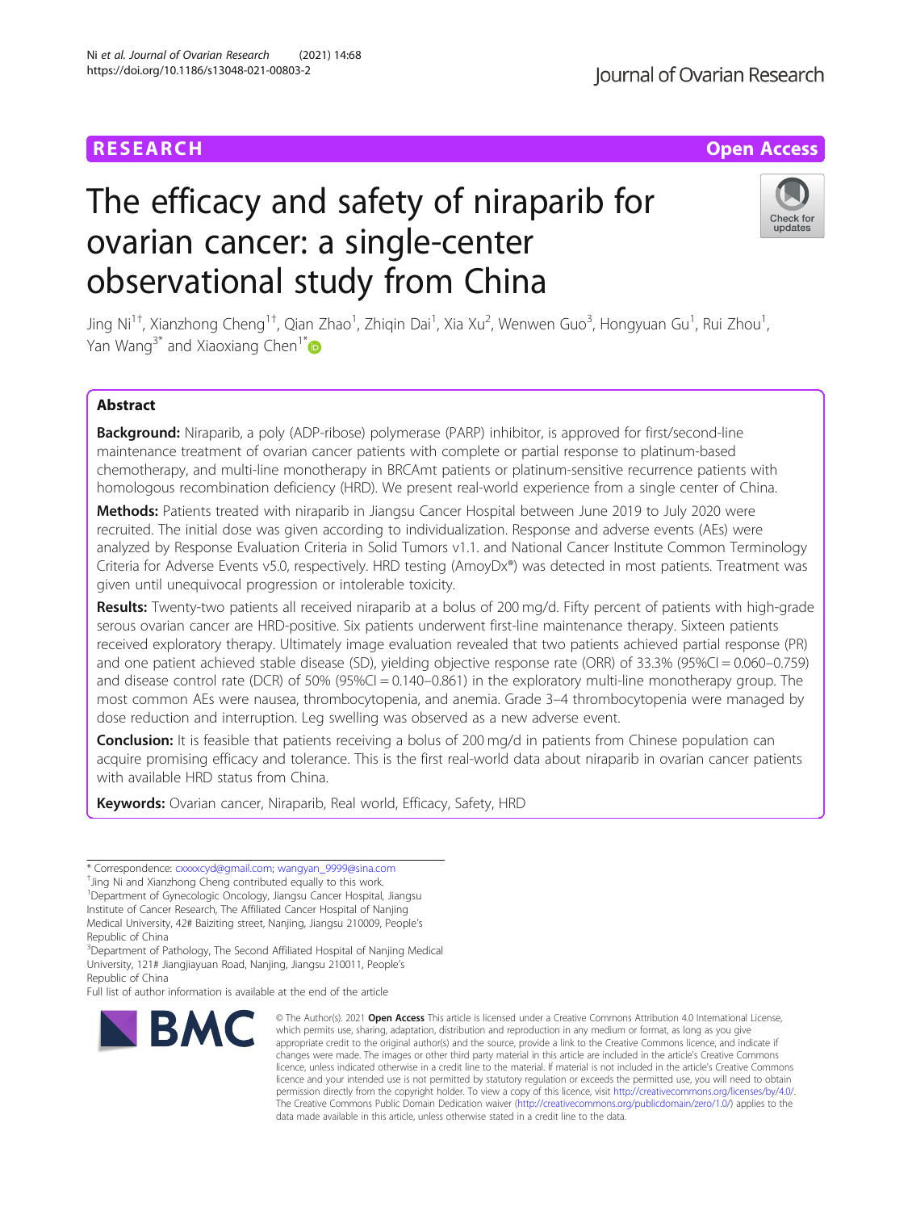RESEARCH

Open Access

# The efficacy and safety of niraparib for ovarian cancer: a single-center observational study from China

Jing Ni[1†], Xianzhong Cheng[1†], Qian Zhao[1], Zhiqin Dai[1], Xia Xu[2], Wenwen Guo[3], Hongyuan Gu[1], Rui Zhou[1], Yan Wang[3*] and Xiaoxiang Chen[1*]

## Abstract

**Background:** Niraparib, a poly (ADP-ribose) polymerase (PARP) inhibitor, is approved for first/second-line maintenance treatment of ovarian cancer patients with complete or partial response to platinum-based chemotherapy, and multi-line monotherapy in BRCAmt patients or platinum-sensitive recurrence patients with homologous recombination deficiency (HRD). We present real-world experience from a single center of China.

**Methods:** Patients treated with niraparib in Jiangsu Cancer Hospital between June 2019 to July 2020 were recruited. The initial dose was given according to individualization. Response and adverse events (AEs) were analyzed by Response Evaluation Criteria in Solid Tumors v1.1. and National Cancer Institute Common Terminology Criteria for Adverse Events v5.0, respectively. HRD testing (AmoyDx®) was detected in most patients. Treatment was given until unequivocal progression or intolerable toxicity.

**Results:** Twenty-two patients all received niraparib at a bolus of 200 mg/d. Fifty percent of patients with high-grade serous ovarian cancer are HRD-positive. Six patients underwent first-line maintenance therapy. Sixteen patients received exploratory therapy. Ultimately image evaluation revealed that two patients achieved partial response (PR) and one patient achieved stable disease (SD), yielding objective response rate (ORR) of 33.3% (95%CI = 0.060–0.759) and disease control rate (DCR) of 50% (95%CI = 0.140–0.861) in the exploratory multi-line monotherapy group. The most common AEs were nausea, thrombocytopenia, and anemia. Grade 3–4 thrombocytopenia were managed by dose reduction and interruption. Leg swelling was observed as a new adverse event.

**Conclusion:** It is feasible that patients receiving a bolus of 200 mg/d in patients from Chinese population can acquire promising efficacy and tolerance. This is the first real-world data about niraparib in ovarian cancer patients with available HRD status from China.

**Keywords:** Ovarian cancer, Niraparib, Real world, Efficacy, Safety, HRD

---

* Correspondence: cxxxxcyd@gmail.com; wangyan_9999@sina.com

†Jing Ni and Xianzhong Cheng contributed equally to this work.

[1]Department of Gynecologic Oncology, Jiangsu Cancer Hospital, Jiangsu Institute of Cancer Research, The Affiliated Cancer Hospital of Nanjing Medical University, 42# Baiziting street, Nanjing, Jiangsu 210009, People's Republic of China

[3]Department of Pathology, The Second Affiliated Hospital of Nanjing Medical University, 121# Jiangjiayuan Road, Nanjing, Jiangsu 210011, People's Republic of China

Full list of author information is available at the end of the article

© The Author(s). 2021 **Open Access** This article is licensed under a Creative Commons Attribution 4.0 International License, which permits use, sharing, adaptation, distribution and reproduction in any medium or format, as long as you give appropriate credit to the original author(s) and the source, provide a link to the Creative Commons licence, and indicate if changes were made. The images or other third party material in this article are included in the article's Creative Commons licence, unless indicated otherwise in a credit line to the material. If material is not included in the article's Creative Commons licence and your intended use is not permitted by statutory regulation or exceeds the permitted use, you will need to obtain permission directly from the copyright holder. To view a copy of this licence, visit http://creativecommons.org/licenses/by/4.0/. The Creative Commons Public Domain Dedication waiver (http://creativecommons.org/publicdomain/zero/1.0/) applies to the data made available in this article, unless otherwise stated in a credit line to the data.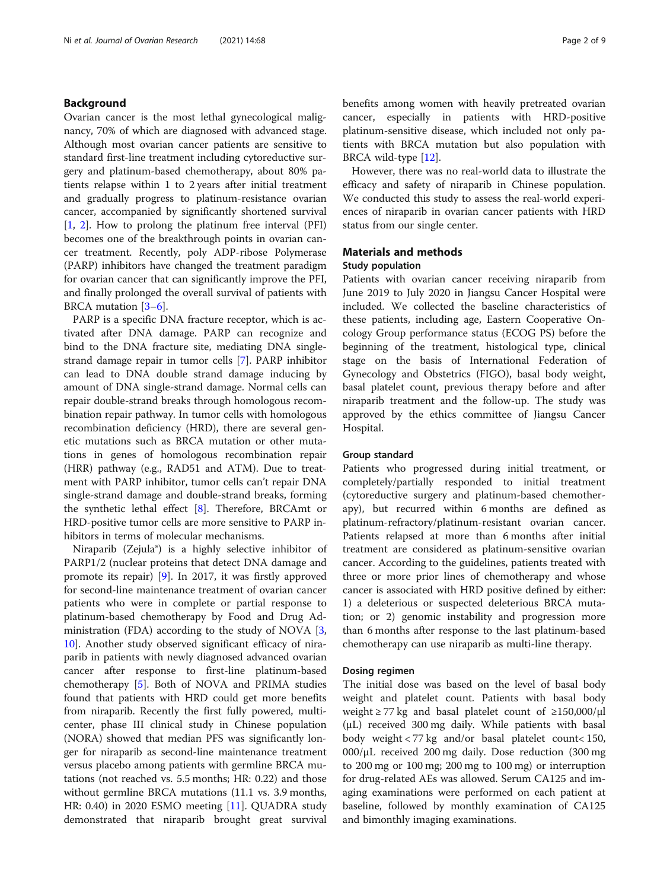## Background

Ovarian cancer is the most lethal gynecological malignancy, 70% of which are diagnosed with advanced stage. Although most ovarian cancer patients are sensitive to standard first-line treatment including cytoreductive surgery and platinum-based chemotherapy, about 80% patients relapse within 1 to 2 years after initial treatment and gradually progress to platinum-resistance ovarian cancer, accompanied by significantly shortened survival [1, 2]. How to prolong the platinum free interval (PFI) becomes one of the breakthrough points in ovarian cancer treatment. Recently, poly ADP-ribose Polymerase (PARP) inhibitors have changed the treatment paradigm for ovarian cancer that can significantly improve the PFI, and finally prolonged the overall survival of patients with BRCA mutation [3–6].

PARP is a specific DNA fracture receptor, which is activated after DNA damage. PARP can recognize and bind to the DNA fracture site, mediating DNA single-strand damage repair in tumor cells [7]. PARP inhibitor can lead to DNA double strand damage inducing by amount of DNA single-strand damage. Normal cells can repair double-strand breaks through homologous recombination repair pathway. In tumor cells with homologous recombination deficiency (HRD), there are several genetic mutations such as BRCA mutation or other mutations in genes of homologous recombination repair (HRR) pathway (e.g., RAD51 and ATM). Due to treatment with PARP inhibitor, tumor cells can't repair DNA single-strand damage and double-strand breaks, forming the synthetic lethal effect [8]. Therefore, BRCAmt or HRD-positive tumor cells are more sensitive to PARP inhibitors in terms of molecular mechanisms.

Niraparib (Zejula®) is a highly selective inhibitor of PARP1/2 (nuclear proteins that detect DNA damage and promote its repair) [9]. In 2017, it was firstly approved for second-line maintenance treatment of ovarian cancer patients who were in complete or partial response to platinum-based chemotherapy by Food and Drug Administration (FDA) according to the study of NOVA [3, 10]. Another study observed significant efficacy of niraparib in patients with newly diagnosed advanced ovarian cancer after response to first-line platinum-based chemotherapy [5]. Both of NOVA and PRIMA studies found that patients with HRD could get more benefits from niraparib. Recently the first fully powered, multicenter, phase III clinical study in Chinese population (NORA) showed that median PFS was significantly longer for niraparib as second-line maintenance treatment versus placebo among patients with germline BRCA mutations (not reached vs. 5.5 months; HR: 0.22) and those without germline BRCA mutations (11.1 vs. 3.9 months, HR: 0.40) in 2020 ESMO meeting [11]. QUADRA study demonstrated that niraparib brought great survival benefits among women with heavily pretreated ovarian cancer, especially in patients with HRD-positive platinum-sensitive disease, which included not only patients with BRCA mutation but also population with BRCA wild-type [12].

However, there was no real-world data to illustrate the efficacy and safety of niraparib in Chinese population. We conducted this study to assess the real-world experiences of niraparib in ovarian cancer patients with HRD status from our single center.

## Materials and methods

### Study population

Patients with ovarian cancer receiving niraparib from June 2019 to July 2020 in Jiangsu Cancer Hospital were included. We collected the baseline characteristics of these patients, including age, Eastern Cooperative Oncology Group performance status (ECOG PS) before the beginning of the treatment, histological type, clinical stage on the basis of International Federation of Gynecology and Obstetrics (FIGO), basal body weight, basal platelet count, previous therapy before and after niraparib treatment and the follow-up. The study was approved by the ethics committee of Jiangsu Cancer Hospital.

### Group standard

Patients who progressed during initial treatment, or completely/partially responded to initial treatment (cytoreductive surgery and platinum-based chemotherapy), but recurred within 6 months are defined as platinum-refractory/platinum-resistant ovarian cancer. Patients relapsed at more than 6 months after initial treatment are considered as platinum-sensitive ovarian cancer. According to the guidelines, patients treated with three or more prior lines of chemotherapy and whose cancer is associated with HRD positive defined by either: 1) a deleterious or suspected deleterious BRCA mutation; or 2) genomic instability and progression more than 6 months after response to the last platinum-based chemotherapy can use niraparib as multi-line therapy.

### Dosing regimen

The initial dose was based on the level of basal body weight and platelet count. Patients with basal body weight ≥ 77 kg and basal platelet count of ≥150,000/μl (μL) received 300 mg daily. While patients with basal body weight < 77 kg and/or basal platelet count< 150, 000/μL received 200 mg daily. Dose reduction (300 mg to 200 mg or 100 mg; 200 mg to 100 mg) or interruption for drug-related AEs was allowed. Serum CA125 and imaging examinations were performed on each patient at baseline, followed by monthly examination of CA125 and bimonthly imaging examinations.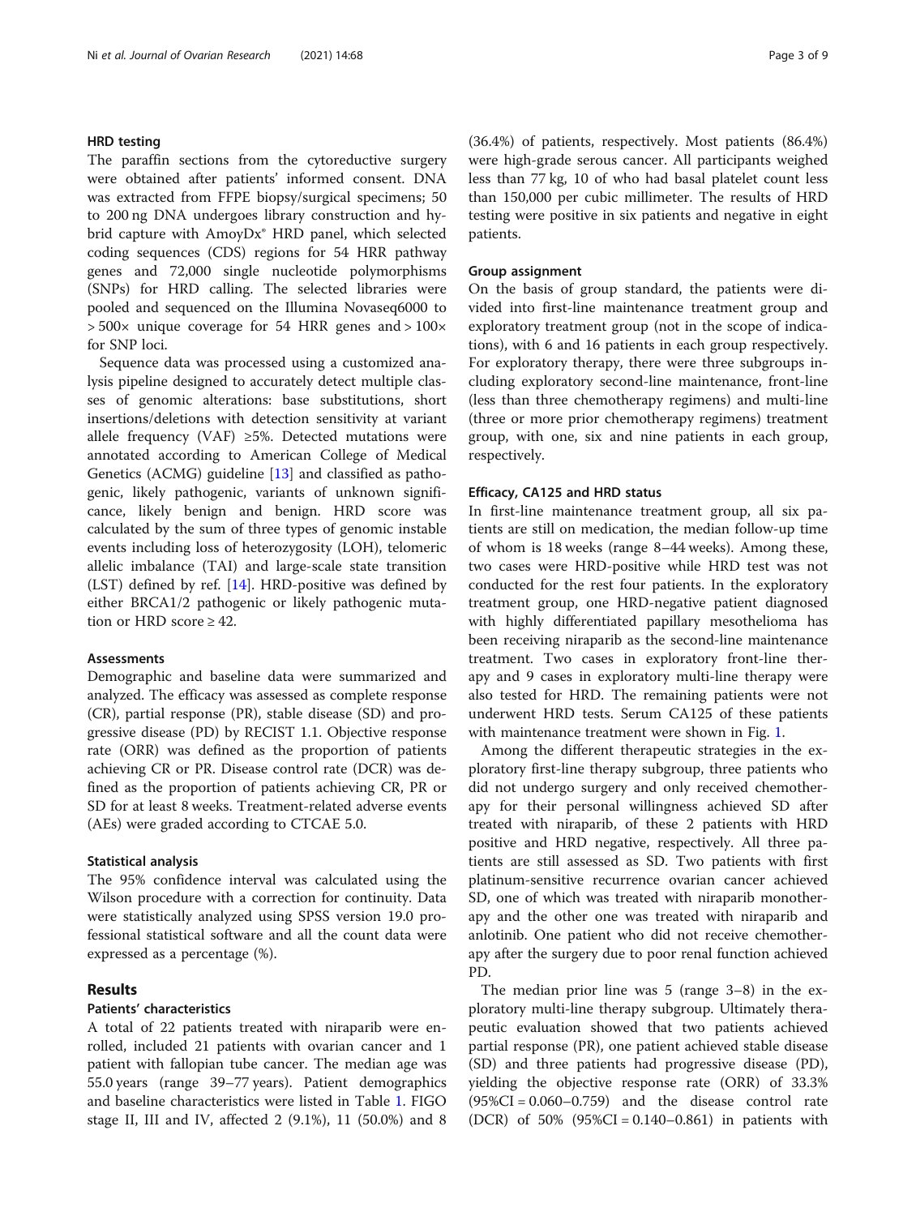### HRD testing

The paraffin sections from the cytoreductive surgery were obtained after patients' informed consent. DNA was extracted from FFPE biopsy/surgical specimens; 50 to 200 ng DNA undergoes library construction and hybrid capture with AmoyDx® HRD panel, which selected coding sequences (CDS) regions for 54 HRR pathway genes and 72,000 single nucleotide polymorphisms (SNPs) for HRD calling. The selected libraries were pooled and sequenced on the Illumina Novaseq6000 to > 500× unique coverage for 54 HRR genes and > 100× for SNP loci.

Sequence data was processed using a customized analysis pipeline designed to accurately detect multiple classes of genomic alterations: base substitutions, short insertions/deletions with detection sensitivity at variant allele frequency (VAF) ≥5%. Detected mutations were annotated according to American College of Medical Genetics (ACMG) guideline [13] and classified as pathogenic, likely pathogenic, variants of unknown significance, likely benign and benign. HRD score was calculated by the sum of three types of genomic instable events including loss of heterozygosity (LOH), telomeric allelic imbalance (TAI) and large-scale state transition (LST) defined by ref. [14]. HRD-positive was defined by either BRCA1/2 pathogenic or likely pathogenic mutation or HRD score ≥ 42.

### Assessments

Demographic and baseline data were summarized and analyzed. The efficacy was assessed as complete response (CR), partial response (PR), stable disease (SD) and progressive disease (PD) by RECIST 1.1. Objective response rate (ORR) was defined as the proportion of patients achieving CR or PR. Disease control rate (DCR) was defined as the proportion of patients achieving CR, PR or SD for at least 8 weeks. Treatment-related adverse events (AEs) were graded according to CTCAE 5.0.

### Statistical analysis

The 95% confidence interval was calculated using the Wilson procedure with a correction for continuity. Data were statistically analyzed using SPSS version 19.0 professional statistical software and all the count data were expressed as a percentage (%).

## Results

### Patients' characteristics

A total of 22 patients treated with niraparib were enrolled, included 21 patients with ovarian cancer and 1 patient with fallopian tube cancer. The median age was 55.0 years (range 39–77 years). Patient demographics and baseline characteristics were listed in Table 1. FIGO stage II, III and IV, affected 2 (9.1%), 11 (50.0%) and 8 (36.4%) of patients, respectively. Most patients (86.4%) were high-grade serous cancer. All participants weighed less than 77 kg, 10 of who had basal platelet count less than 150,000 per cubic millimeter. The results of HRD testing were positive in six patients and negative in eight patients.

### Group assignment

On the basis of group standard, the patients were divided into first-line maintenance treatment group and exploratory treatment group (not in the scope of indications), with 6 and 16 patients in each group respectively. For exploratory therapy, there were three subgroups including exploratory second-line maintenance, front-line (less than three chemotherapy regimens) and multi-line (three or more prior chemotherapy regimens) treatment group, with one, six and nine patients in each group, respectively.

### Efficacy, CA125 and HRD status

In first-line maintenance treatment group, all six patients are still on medication, the median follow-up time of whom is 18 weeks (range 8–44 weeks). Among these, two cases were HRD-positive while HRD test was not conducted for the rest four patients. In the exploratory treatment group, one HRD-negative patient diagnosed with highly differentiated papillary mesothelioma has been receiving niraparib as the second-line maintenance treatment. Two cases in exploratory front-line therapy and 9 cases in exploratory multi-line therapy were also tested for HRD. The remaining patients were not underwent HRD tests. Serum CA125 of these patients with maintenance treatment were shown in Fig. 1.

Among the different therapeutic strategies in the exploratory first-line therapy subgroup, three patients who did not undergo surgery and only received chemotherapy for their personal willingness achieved SD after treated with niraparib, of these 2 patients with HRD positive and HRD negative, respectively. All three patients are still assessed as SD. Two patients with first platinum-sensitive recurrence ovarian cancer achieved SD, one of which was treated with niraparib monotherapy and the other one was treated with niraparib and anlotinib. One patient who did not receive chemotherapy after the surgery due to poor renal function achieved PD.

The median prior line was 5 (range 3–8) in the exploratory multi-line therapy subgroup. Ultimately therapeutic evaluation showed that two patients achieved partial response (PR), one patient achieved stable disease (SD) and three patients had progressive disease (PD), yielding the objective response rate (ORR) of 33.3% (95%CI = 0.060–0.759) and the disease control rate (DCR) of 50% (95%CI = 0.140–0.861) in patients with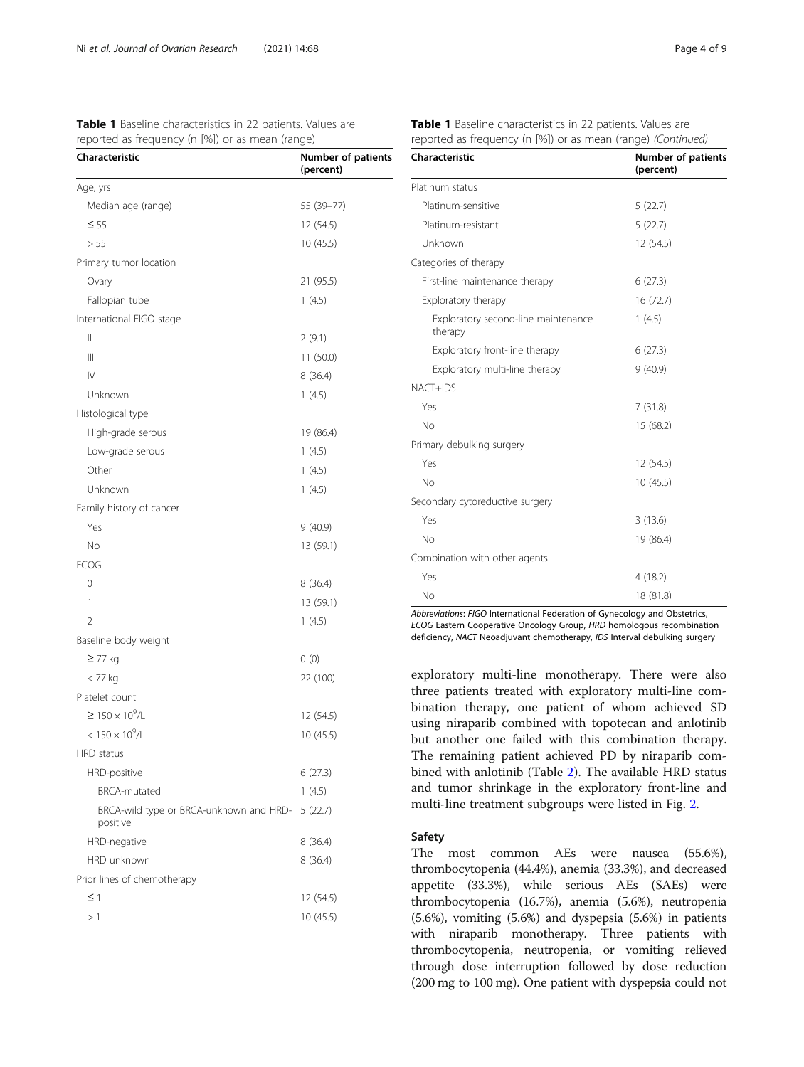**Table 1** Baseline characteristics in 22 patients. Values are reported as frequency (n [%]) or as mean (range)

| Characteristic | Number of patients (percent) |
|---|---|
| Age, yrs | |
| Median age (range) | 55 (39–77) |
| ≤ 55 | 12 (54.5) |
| > 55 | 10 (45.5) |
| Primary tumor location | |
| Ovary | 21 (95.5) |
| Fallopian tube | 1 (4.5) |
| International FIGO stage | |
| II | 2 (9.1) |
| III | 11 (50.0) |
| IV | 8 (36.4) |
| Unknown | 1 (4.5) |
| Histological type | |
| High-grade serous | 19 (86.4) |
| Low-grade serous | 1 (4.5) |
| Other | 1 (4.5) |
| Unknown | 1 (4.5) |
| Family history of cancer | |
| Yes | 9 (40.9) |
| No | 13 (59.1) |
| ECOG | |
| 0 | 8 (36.4) |
| 1 | 13 (59.1) |
| 2 | 1 (4.5) |
| Baseline body weight | |
| ≥ 77 kg | 0 (0) |
| < 77 kg | 22 (100) |
| Platelet count | |
| ≥ $150 \times 10^9$/L | 12 (54.5) |
| < $150 \times 10^9$/L | 10 (45.5) |
| HRD status | |
| HRD-positive | 6 (27.3) |
| BRCA-mutated | 1 (4.5) |
| BRCA-wild type or BRCA-unknown and HRD-positive | 5 (22.7) |
| HRD-negative | 8 (36.4) |
| HRD unknown | 8 (36.4) |
| Prior lines of chemotherapy | |
| ≤ 1 | 12 (54.5) |
| > 1 | 10 (45.5) |
| Platinum status | |
| Platinum-sensitive | 5 (22.7) |
| Platinum-resistant | 5 (22.7) |
| Unknown | 12 (54.5) |
| Categories of therapy | |
| First-line maintenance therapy | 6 (27.3) |
| Exploratory therapy | 16 (72.7) |
| Exploratory second-line maintenance therapy | 1 (4.5) |
| Exploratory front-line therapy | 6 (27.3) |
| Exploratory multi-line therapy | 9 (40.9) |
| NACT+IDS | |
| Yes | 7 (31.8) |
| No | 15 (68.2) |
| Primary debulking surgery | |
| Yes | 12 (54.5) |
| No | 10 (45.5) |
| Secondary cytoreductive surgery | |
| Yes | 3 (13.6) |
| No | 19 (86.4) |
| Combination with other agents | |
| Yes | 4 (18.2) |
| No | 18 (81.8) |

*Abbreviations*: *FIGO* International Federation of Gynecology and Obstetrics, *ECOG* Eastern Cooperative Oncology Group, *HRD* homologous recombination deficiency, *NACT* Neoadjuvant chemotherapy, *IDS* Interval debulking surgery

exploratory multi-line monotherapy. There were also three patients treated with exploratory multi-line combination therapy, one patient of whom achieved SD using niraparib combined with topotecan and anlotinib but another one failed with this combination therapy. The remaining patient achieved PD by niraparib combined with anlotinib (Table 2). The available HRD status and tumor shrinkage in the exploratory front-line and multi-line treatment subgroups were listed in Fig. 2.

### Safety

The most common AEs were nausea (55.6%), thrombocytopenia (44.4%), anemia (33.3%), and decreased appetite (33.3%), while serious AEs (SAEs) were thrombocytopenia (16.7%), anemia (5.6%), neutropenia (5.6%), vomiting (5.6%) and dyspepsia (5.6%) in patients with niraparib monotherapy. Three patients with thrombocytopenia, neutropenia, or vomiting relieved through dose interruption followed by dose reduction (200 mg to 100 mg). One patient with dyspepsia could not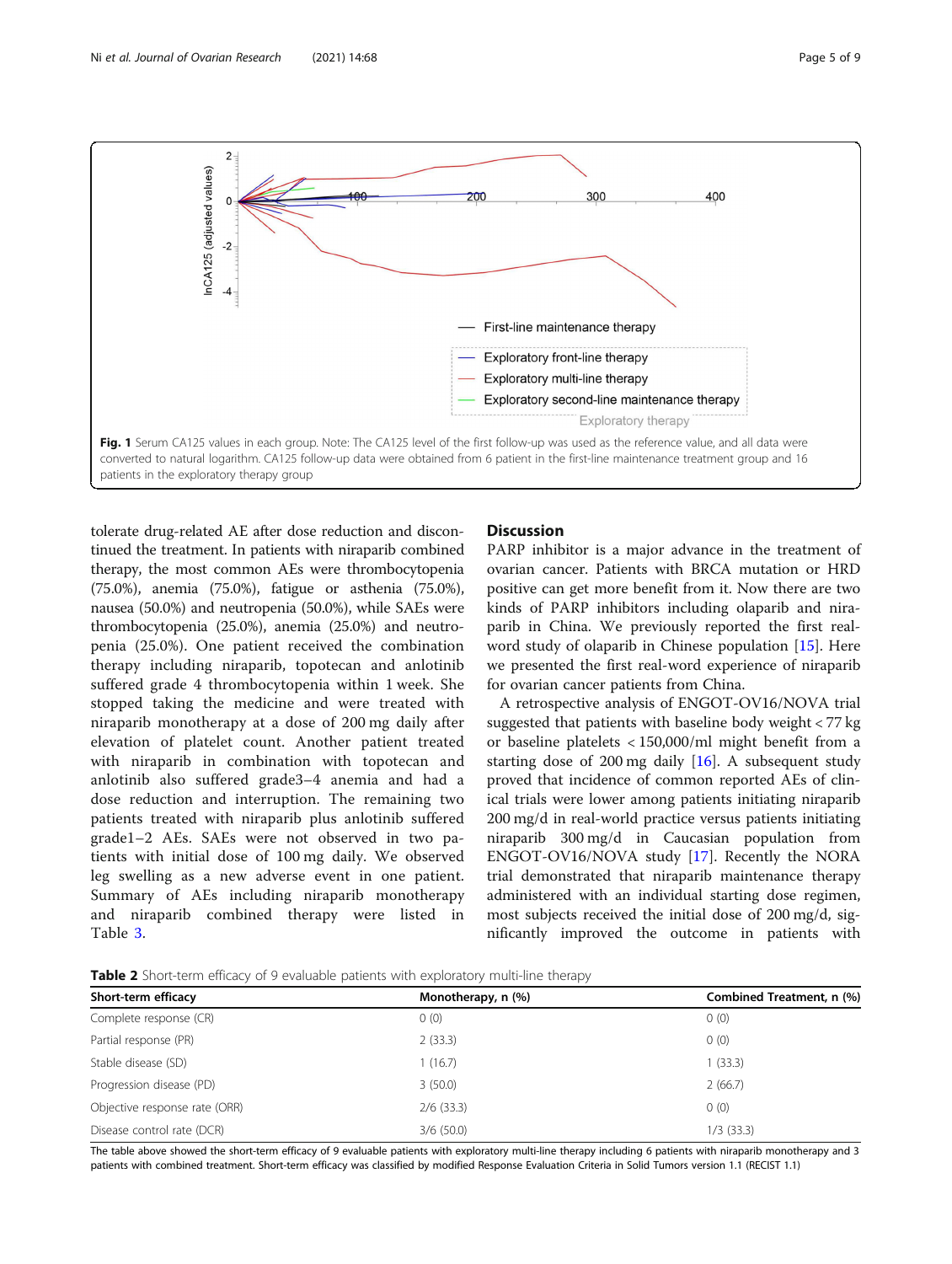**Fig. 1** Serum CA125 values in each group. Note: The CA125 level of the first follow-up was used as the reference value, and all data were converted to natural logarithm. CA125 follow-up data were obtained from 6 patient in the first-line maintenance treatment group and 16 patients in the exploratory therapy group

tolerate drug-related AE after dose reduction and discontinued the treatment. In patients with niraparib combined therapy, the most common AEs were thrombocytopenia (75.0%), anemia (75.0%), fatigue or asthenia (75.0%), nausea (50.0%) and neutropenia (50.0%), while SAEs were thrombocytopenia (25.0%), anemia (25.0%) and neutropenia (25.0%). One patient received the combination therapy including niraparib, topotecan and anlotinib suffered grade 4 thrombocytopenia within 1 week. She stopped taking the medicine and were treated with niraparib monotherapy at a dose of 200 mg daily after elevation of platelet count. Another patient treated with niraparib in combination with topotecan and anlotinib also suffered grade3–4 anemia and had a dose reduction and interruption. The remaining two patients treated with niraparib plus anlotinib suffered grade1–2 AEs. SAEs were not observed in two patients with initial dose of 100 mg daily. We observed leg swelling as a new adverse event in one patient. Summary of AEs including niraparib monotherapy and niraparib combined therapy were listed in Table 3.

## Discussion

PARP inhibitor is a major advance in the treatment of ovarian cancer. Patients with BRCA mutation or HRD positive can get more benefit from it. Now there are two kinds of PARP inhibitors including olaparib and niraparib in China. We previously reported the first real-word study of olaparib in Chinese population [15]. Here we presented the first real-word experience of niraparib for ovarian cancer patients from China.

A retrospective analysis of ENGOT-OV16/NOVA trial suggested that patients with baseline body weight < 77 kg or baseline platelets < 150,000/ml might benefit from a starting dose of 200 mg daily [16]. A subsequent study proved that incidence of common reported AEs of clinical trials were lower among patients initiating niraparib 200 mg/d in real-world practice versus patients initiating niraparib 300 mg/d in Caucasian population from ENGOT-OV16/NOVA study [17]. Recently the NORA trial demonstrated that niraparib maintenance therapy administered with an individual starting dose regimen, most subjects received the initial dose of 200 mg/d, significantly improved the outcome in patients with

**Table 2** Short-term efficacy of 9 evaluable patients with exploratory multi-line therapy

| Short-term efficacy | Monotherapy, n (%) | Combined Treatment, n (%) |
|---|---|---|
| Complete response (CR) | 0 (0) | 0 (0) |
| Partial response (PR) | 2 (33.3) | 0 (0) |
| Stable disease (SD) | 1 (16.7) | 1 (33.3) |
| Progression disease (PD) | 3 (50.0) | 2 (66.7) |
| Objective response rate (ORR) | 2/6 (33.3) | 0 (0) |
| Disease control rate (DCR) | 3/6 (50.0) | 1/3 (33.3) |

The table above showed the short-term efficacy of 9 evaluable patients with exploratory multi-line therapy including 6 patients with niraparib monotherapy and 3 patients with combined treatment. Short-term efficacy was classified by modified Response Evaluation Criteria in Solid Tumors version 1.1 (RECIST 1.1)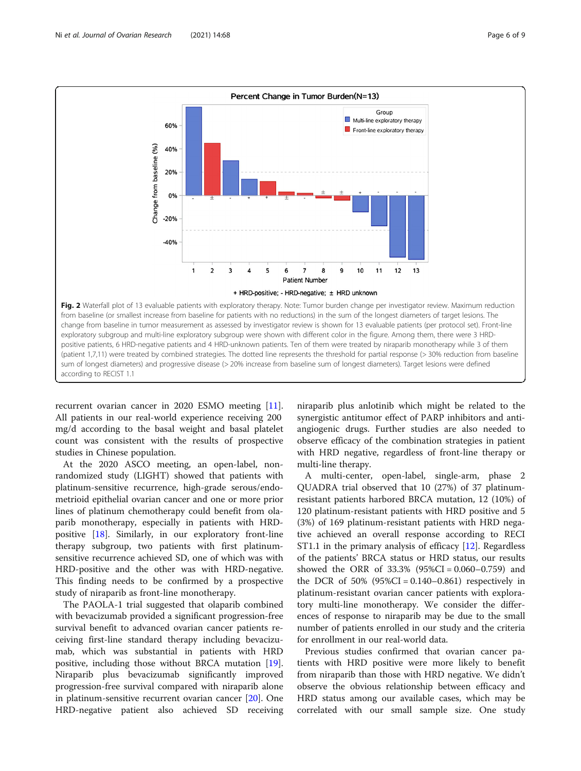Fig. 2 Waterfall plot of 13 evaluable patients with exploratory therapy. Note: Tumor burden change per investigator review. Maximum reduction from baseline (or smallest increase from baseline for patients with no reductions) in the sum of the longest diameters of target lesions. The change from baseline in tumor measurement as assessed by investigator review is shown for 13 evaluable patients (per protocol set). Front-line exploratory subgroup and multi-line exploratory subgroup were shown with different color in the figure. Among them, there were 3 HRD-positive patients, 6 HRD-negative patients and 4 HRD-unknown patients. Ten of them were treated by niraparib monotherapy while 3 of them (patient 1,7,11) were treated by combined strategies. The dotted line represents the threshold for partial response (> 30% reduction from baseline sum of longest diameters) and progressive disease (> 20% increase from baseline sum of longest diameters). Target lesions were defined according to RECIST 1.1

recurrent ovarian cancer in 2020 ESMO meeting [11]. All patients in our real-world experience receiving 200 mg/d according to the basal weight and basal platelet count was consistent with the results of prospective studies in Chinese population.

At the 2020 ASCO meeting, an open-label, non-randomized study (LIGHT) showed that patients with platinum-sensitive recurrence, high-grade serous/endometrioid epithelial ovarian cancer and one or more prior lines of platinum chemotherapy could benefit from olaparib monotherapy, especially in patients with HRD-positive [18]. Similarly, in our exploratory front-line therapy subgroup, two patients with first platinum-sensitive recurrence achieved SD, one of which was with HRD-positive and the other was with HRD-negative. This finding needs to be confirmed by a prospective study of niraparib as front-line monotherapy.

The PAOLA-1 trial suggested that olaparib combined with bevacizumab provided a significant progression-free survival benefit to advanced ovarian cancer patients receiving first-line standard therapy including bevacizumab, which was substantial in patients with HRD positive, including those without BRCA mutation [19]. Niraparib plus bevacizumab significantly improved progression-free survival compared with niraparib alone in platinum-sensitive recurrent ovarian cancer [20]. One HRD-negative patient also achieved SD receiving niraparib plus anlotinib which might be related to the synergistic antitumor effect of PARP inhibitors and anti-angiogenic drugs. Further studies are also needed to observe efficacy of the combination strategies in patient with HRD negative, regardless of front-line therapy or multi-line therapy.

A multi-center, open-label, single-arm, phase 2 QUADRA trial observed that 10 (27%) of 37 platinum-resistant patients harbored BRCA mutation, 12 (10%) of 120 platinum-resistant patients with HRD positive and 5 (3%) of 169 platinum-resistant patients with HRD negative achieved an overall response according to RECIST1.1 in the primary analysis of efficacy [12]. Regardless of the patients' BRCA status or HRD status, our results showed the ORR of 33.3% (95%CI = 0.060–0.759) and the DCR of 50% (95%CI = 0.140–0.861) respectively in platinum-resistant ovarian cancer patients with exploratory multi-line monotherapy. We consider the differences of response to niraparib may be due to the small number of patients enrolled in our study and the criteria for enrollment in our real-world data.

Previous studies confirmed that ovarian cancer patients with HRD positive were more likely to benefit from niraparib than those with HRD negative. We didn't observe the obvious relationship between efficacy and HRD status among our available cases, which may be correlated with our small sample size. One study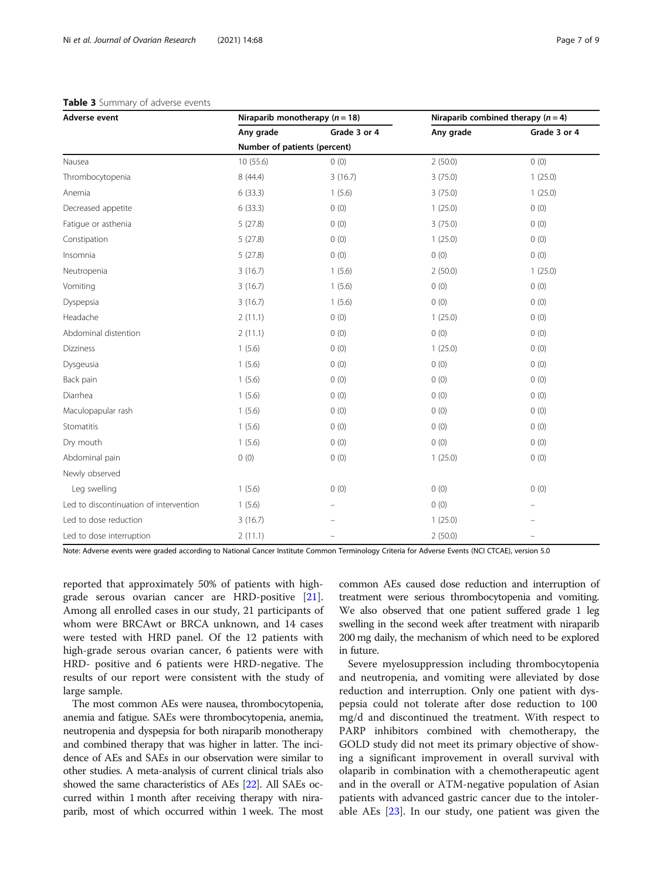**Table 3** Summary of adverse events

| Adverse event | Niraparib monotherapy ($n = 18$) | | Niraparib combined therapy ($n = 4$) | |
|---|---|---|---|---|
| | Any grade | Grade 3 or 4 | Any grade | Grade 3 or 4 |
| | Number of patients (percent) | | | |
| Nausea | 10 (55.6) | 0 (0) | 2 (50.0) | 0 (0) |
| Thrombocytopenia | 8 (44.4) | 3 (16.7) | 3 (75.0) | 1 (25.0) |
| Anemia | 6 (33.3) | 1 (5.6) | 3 (75.0) | 1 (25.0) |
| Decreased appetite | 6 (33.3) | 0 (0) | 1 (25.0) | 0 (0) |
| Fatigue or asthenia | 5 (27.8) | 0 (0) | 3 (75.0) | 0 (0) |
| Constipation | 5 (27.8) | 0 (0) | 1 (25.0) | 0 (0) |
| Insomnia | 5 (27.8) | 0 (0) | 0 (0) | 0 (0) |
| Neutropenia | 3 (16.7) | 1 (5.6) | 2 (50.0) | 1 (25.0) |
| Vomiting | 3 (16.7) | 1 (5.6) | 0 (0) | 0 (0) |
| Dyspepsia | 3 (16.7) | 1 (5.6) | 0 (0) | 0 (0) |
| Headache | 2 (11.1) | 0 (0) | 1 (25.0) | 0 (0) |
| Abdominal distention | 2 (11.1) | 0 (0) | 0 (0) | 0 (0) |
| Dizziness | 1 (5.6) | 0 (0) | 1 (25.0) | 0 (0) |
| Dysgeusia | 1 (5.6) | 0 (0) | 0 (0) | 0 (0) |
| Back pain | 1 (5.6) | 0 (0) | 0 (0) | 0 (0) |
| Diarrhea | 1 (5.6) | 0 (0) | 0 (0) | 0 (0) |
| Maculopapular rash | 1 (5.6) | 0 (0) | 0 (0) | 0 (0) |
| Stomatitis | 1 (5.6) | 0 (0) | 0 (0) | 0 (0) |
| Dry mouth | 1 (5.6) | 0 (0) | 0 (0) | 0 (0) |
| Abdominal pain | 0 (0) | 0 (0) | 1 (25.0) | 0 (0) |
| Newly observed | | | | |
| Leg swelling | 1 (5.6) | 0 (0) | 0 (0) | 0 (0) |
| Led to discontinuation of intervention | 1 (5.6) | – | 0 (0) | – |
| Led to dose reduction | 3 (16.7) | – | 1 (25.0) | – |
| Led to dose interruption | 2 (11.1) | – | 2 (50.0) | – |

Note: Adverse events were graded according to National Cancer Institute Common Terminology Criteria for Adverse Events (NCI CTCAE), version 5.0

reported that approximately 50% of patients with high-grade serous ovarian cancer are HRD-positive [21]. Among all enrolled cases in our study, 21 participants of whom were BRCAwt or BRCA unknown, and 14 cases were tested with HRD panel. Of the 12 patients with high-grade serous ovarian cancer, 6 patients were with HRD- positive and 6 patients were HRD-negative. The results of our report were consistent with the study of large sample.

The most common AEs were nausea, thrombocytopenia, anemia and fatigue. SAEs were thrombocytopenia, anemia, neutropenia and dyspepsia for both niraparib monotherapy and combined therapy that was higher in latter. The incidence of AEs and SAEs in our observation were similar to other studies. A meta-analysis of current clinical trials also showed the same characteristics of AEs [22]. All SAEs occurred within 1 month after receiving therapy with niraparib, most of which occurred within 1 week. The most common AEs caused dose reduction and interruption of treatment were serious thrombocytopenia and vomiting. We also observed that one patient suffered grade 1 leg swelling in the second week after treatment with niraparib 200 mg daily, the mechanism of which need to be explored in future.

Severe myelosuppression including thrombocytopenia and neutropenia, and vomiting were alleviated by dose reduction and interruption. Only one patient with dyspepsia could not tolerate after dose reduction to 100 mg/d and discontinued the treatment. With respect to PARP inhibitors combined with chemotherapy, the GOLD study did not meet its primary objective of showing a significant improvement in overall survival with olaparib in combination with a chemotherapeutic agent and in the overall or ATM-negative population of Asian patients with advanced gastric cancer due to the intolerable AEs [23]. In our study, one patient was given the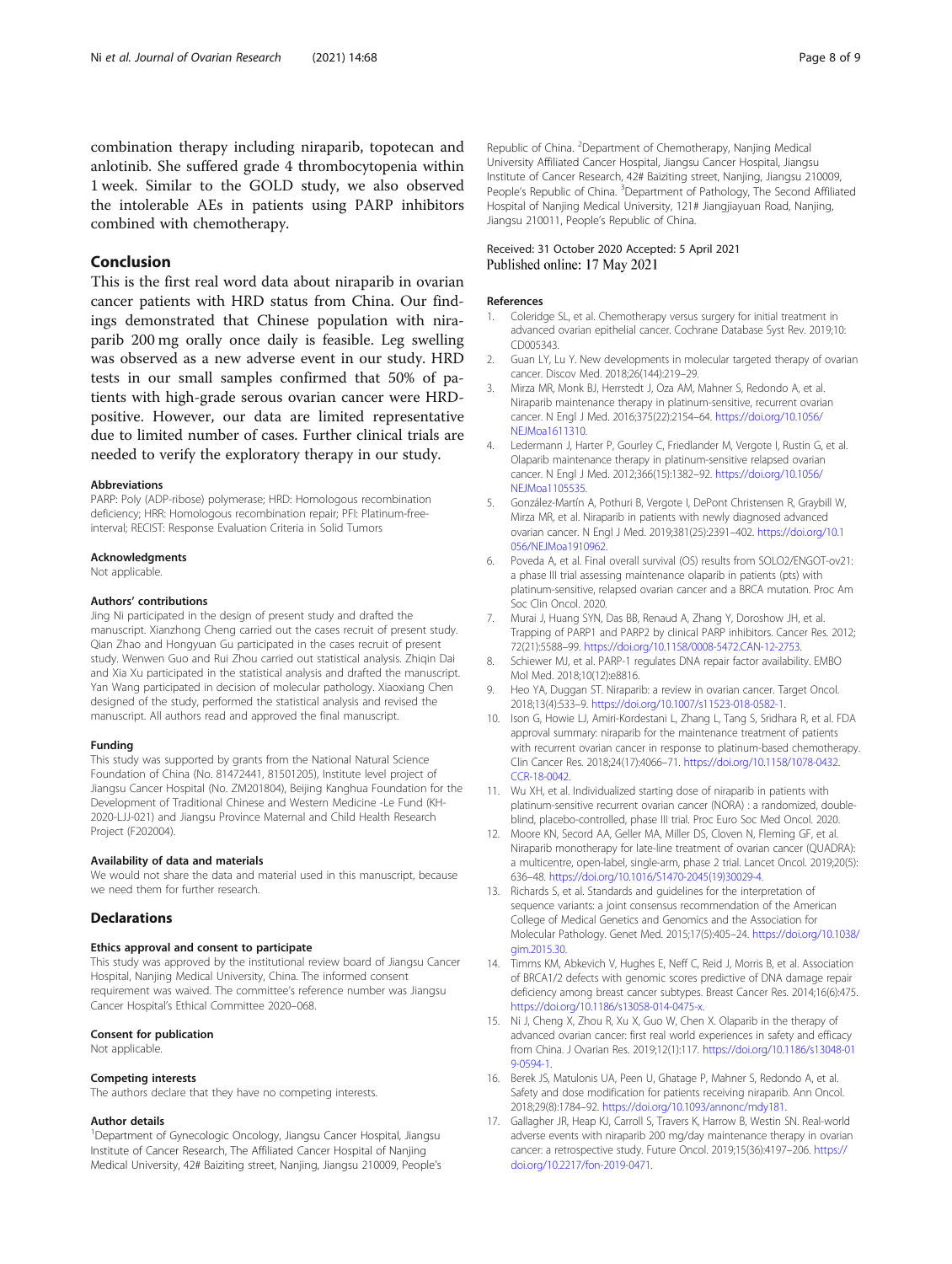combination therapy including niraparib, topotecan and anlotinib. She suffered grade 4 thrombocytopenia within 1 week. Similar to the GOLD study, we also observed the intolerable AEs in patients using PARP inhibitors combined with chemotherapy.

## Conclusion

This is the first real word data about niraparib in ovarian cancer patients with HRD status from China. Our findings demonstrated that Chinese population with niraparib 200 mg orally once daily is feasible. Leg swelling was observed as a new adverse event in our study. HRD tests in our small samples confirmed that 50% of patients with high-grade serous ovarian cancer were HRD-positive. However, our data are limited representative due to limited number of cases. Further clinical trials are needed to verify the exploratory therapy in our study.

### Abbreviations

PARP: Poly (ADP-ribose) polymerase; HRD: Homologous recombination deficiency; HRR: Homologous recombination repair; PFI: Platinum-free-interval; RECIST: Response Evaluation Criteria in Solid Tumors

### Acknowledgments

Not applicable.

### Authors' contributions

Jing Ni participated in the design of present study and drafted the manuscript. Xianzhong Cheng carried out the cases recruit of present study. Qian Zhao and Hongyuan Gu participated in the cases recruit of present study. Wenwen Guo and Rui Zhou carried out statistical analysis. Zhiqin Dai and Xia Xu participated in the statistical analysis and drafted the manuscript. Yan Wang participated in decision of molecular pathology. Xiaoxiang Chen designed of the study, performed the statistical analysis and revised the manuscript. All authors read and approved the final manuscript.

### Funding

This study was supported by grants from the National Natural Science Foundation of China (No. 81472441, 81501205), Institute level project of Jiangsu Cancer Hospital (No. ZM201804), Beijing Kanghua Foundation for the Development of Traditional Chinese and Western Medicine -Le Fund (KH-2020-LJJ-021) and Jiangsu Province Maternal and Child Health Research Project (F202004).

### Availability of data and materials

We would not share the data and material used in this manuscript, because we need them for further research.

## Declarations

### Ethics approval and consent to participate

This study was approved by the institutional review board of Jiangsu Cancer Hospital, Nanjing Medical University, China. The informed consent requirement was waived. The committee's reference number was Jiangsu Cancer Hospital's Ethical Committee 2020–068.

### Consent for publication

Not applicable.

### Competing interests

The authors declare that they have no competing interests.

### Author details

[1]Department of Gynecologic Oncology, Jiangsu Cancer Hospital, Jiangsu Institute of Cancer Research, The Affiliated Cancer Hospital of Nanjing Medical University, 42# Baiziting street, Nanjing, Jiangsu 210009, People's Republic of China. [2]Department of Chemotherapy, Nanjing Medical University Affiliated Cancer Hospital, Jiangsu Cancer Hospital, Jiangsu Institute of Cancer Research, 42# Baiziting street, Nanjing, Jiangsu 210009, People's Republic of China. [3]Department of Pathology, The Second Affiliated Hospital of Nanjing Medical University, 121# Jiangjiayuan Road, Nanjing, Jiangsu 210011, People's Republic of China.

Received: 31 October 2020 Accepted: 5 April 2021
Published online: 17 May 2021

### References

1. Coleridge SL, et al. Chemotherapy versus surgery for initial treatment in advanced ovarian epithelial cancer. Cochrane Database Syst Rev. 2019;10: CD005343.
2. Guan LY, Lu Y. New developments in molecular targeted therapy of ovarian cancer. Discov Med. 2018;26(144):219–29.
3. Mirza MR, Monk BJ, Herrstedt J, Oza AM, Mahner S, Redondo A, et al. Niraparib maintenance therapy in platinum-sensitive, recurrent ovarian cancer. N Engl J Med. 2016;375(22):2154–64. https://doi.org/10.1056/NEJMoa1611310.
4. Ledermann J, Harter P, Gourley C, Friedlander M, Vergote I, Rustin G, et al. Olaparib maintenance therapy in platinum-sensitive relapsed ovarian cancer. N Engl J Med. 2012;366(15):1382–92. https://doi.org/10.1056/NEJMoa1105535.
5. González-Martín A, Pothuri B, Vergote I, DePont Christensen R, Graybill W, Mirza MR, et al. Niraparib in patients with newly diagnosed advanced ovarian cancer. N Engl J Med. 2019;381(25):2391–402. https://doi.org/10.1056/NEJMoa1910962.
6. Poveda A, et al. Final overall survival (OS) results from SOLO2/ENGOT-ov21: a phase III trial assessing maintenance olaparib in patients (pts) with platinum-sensitive, relapsed ovarian cancer and a BRCA mutation. Proc Am Soc Clin Oncol. 2020.
7. Murai J, Huang SYN, Das BB, Renaud A, Zhang Y, Doroshow JH, et al. Trapping of PARP1 and PARP2 by clinical PARP inhibitors. Cancer Res. 2012; 72(21):5588–99. https://doi.org/10.1158/0008-5472.CAN-12-2753.
8. Schiewer MJ, et al. PARP-1 regulates DNA repair factor availability. EMBO Mol Med. 2018;10(12):e8816.
9. Heo YA, Duggan ST. Niraparib: a review in ovarian cancer. Target Oncol. 2018;13(4):533–9. https://doi.org/10.1007/s11523-018-0582-1.
10. Ison G, Howie LJ, Amiri-Kordestani L, Zhang L, Tang S, Sridhara R, et al. FDA approval summary: niraparib for the maintenance treatment of patients with recurrent ovarian cancer in response to platinum-based chemotherapy. Clin Cancer Res. 2018;24(17):4066–71. https://doi.org/10.1158/1078-0432.CCR-18-0042.
11. Wu XH, et al. Individualized starting dose of niraparib in patients with platinum-sensitive recurrent ovarian cancer (NORA) : a randomized, double-blind, placebo-controlled, phase III trial. Proc Euro Soc Med Oncol. 2020.
12. Moore KN, Secord AA, Geller MA, Miller DS, Cloven N, Fleming GF, et al. Niraparib monotherapy for late-line treatment of ovarian cancer (QUADRA): a multicentre, open-label, single-arm, phase 2 trial. Lancet Oncol. 2019;20(5): 636–48. https://doi.org/10.1016/S1470-2045(19)30029-4.
13. Richards S, et al. Standards and guidelines for the interpretation of sequence variants: a joint consensus recommendation of the American College of Medical Genetics and Genomics and the Association for Molecular Pathology. Genet Med. 2015;17(5):405–24. https://doi.org/10.1038/gim.2015.30.
14. Timms KM, Abkevich V, Hughes E, Neff C, Reid J, Morris B, et al. Association of BRCA1/2 defects with genomic scores predictive of DNA damage repair deficiency among breast cancer subtypes. Breast Cancer Res. 2014;16(6):475. https://doi.org/10.1186/s13058-014-0475-x.
15. Ni J, Cheng X, Zhou R, Xu X, Guo W, Chen X. Olaparib in the therapy of advanced ovarian cancer: first real world experiences in safety and efficacy from China. J Ovarian Res. 2019;12(1):117. https://doi.org/10.1186/s13048-019-0594-1.
16. Berek JS, Matulonis UA, Peen U, Ghatage P, Mahner S, Redondo A, et al. Safety and dose modification for patients receiving niraparib. Ann Oncol. 2018;29(8):1784–92. https://doi.org/10.1093/annonc/mdy181.
17. Gallagher JR, Heap KJ, Carroll S, Travers K, Harrow B, Westin SN. Real-world adverse events with niraparib 200 mg/day maintenance therapy in ovarian cancer: a retrospective study. Future Oncol. 2019;15(36):4197–206. https://doi.org/10.2217/fon-2019-0471.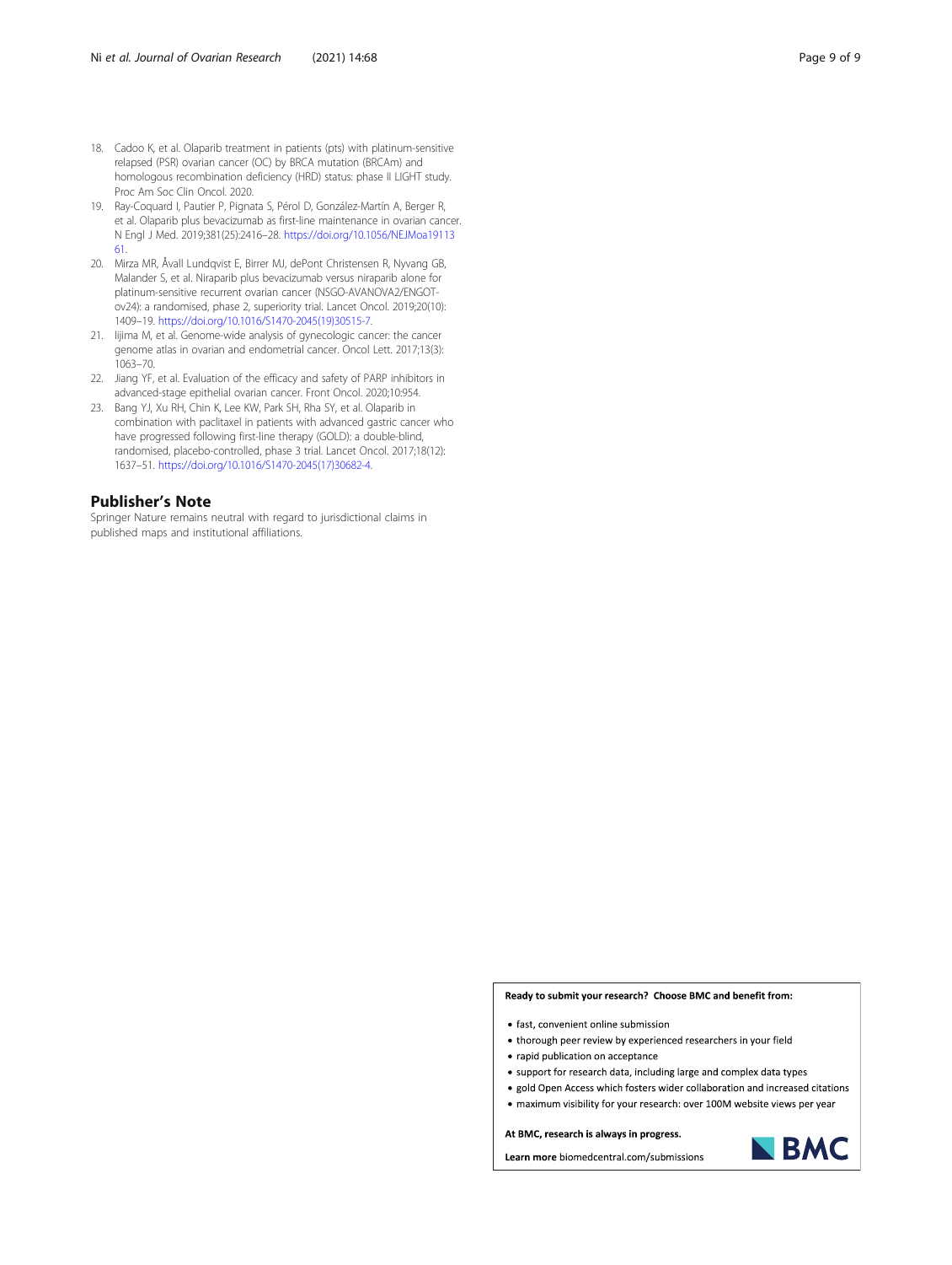18. Cadoo K, et al. Olaparib treatment in patients (pts) with platinum-sensitive relapsed (PSR) ovarian cancer (OC) by BRCA mutation (BRCAm) and homologous recombination deficiency (HRD) status: phase II LIGHT study. Proc Am Soc Clin Oncol. 2020.
19. Ray-Coquard I, Pautier P, Pignata S, Pérol D, González-Martín A, Berger R, et al. Olaparib plus bevacizumab as first-line maintenance in ovarian cancer. N Engl J Med. 2019;381(25):2416–28. https://doi.org/10.1056/NEJMoa1911361.
20. Mirza MR, Åvall Lundqvist E, Birrer MJ, dePont Christensen R, Nyvang GB, Malander S, et al. Niraparib plus bevacizumab versus niraparib alone for platinum-sensitive recurrent ovarian cancer (NSGO-AVANOVA2/ENGOT-ov24): a randomised, phase 2, superiority trial. Lancet Oncol. 2019;20(10): 1409–19. https://doi.org/10.1016/S1470-2045(19)30515-7.
21. Iijima M, et al. Genome-wide analysis of gynecologic cancer: the cancer genome atlas in ovarian and endometrial cancer. Oncol Lett. 2017;13(3): 1063–70.
22. Jiang YF, et al. Evaluation of the efficacy and safety of PARP inhibitors in advanced-stage epithelial ovarian cancer. Front Oncol. 2020;10:954.
23. Bang YJ, Xu RH, Chin K, Lee KW, Park SH, Rha SY, et al. Olaparib in combination with paclitaxel in patients with advanced gastric cancer who have progressed following first-line therapy (GOLD): a double-blind, randomised, placebo-controlled, phase 3 trial. Lancet Oncol. 2017;18(12): 1637–51. https://doi.org/10.1016/S1470-2045(17)30682-4.

## Publisher's Note

Springer Nature remains neutral with regard to jurisdictional claims in published maps and institutional affiliations.